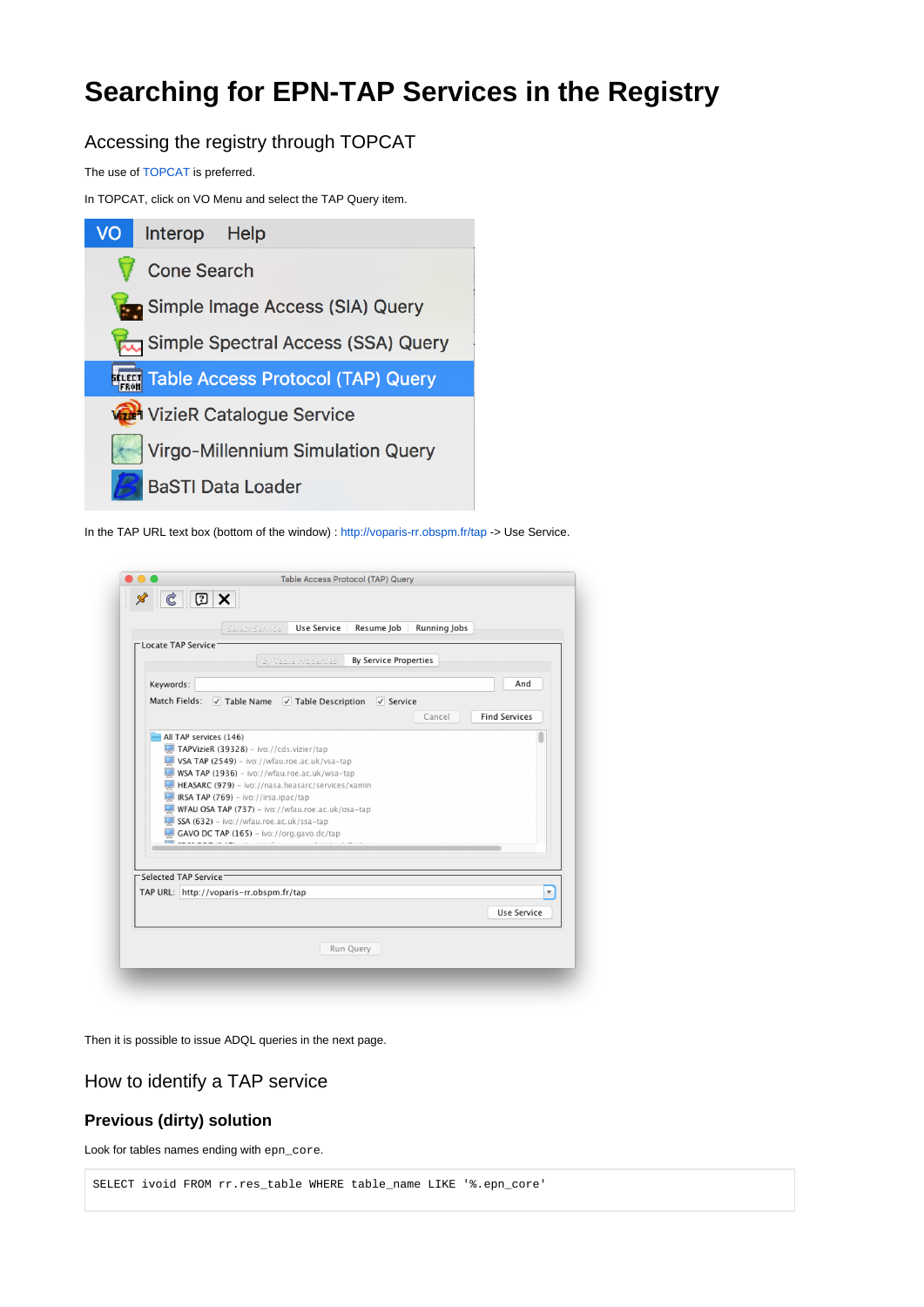# Searching for EPN-TAP Services in the Registry

## Accessing the registry through TOPCAT

The use of TOPCAT is preferred.

In TOPCAT, click on VO Menu and select the TAP Query item.

In the TAP URL text box (bottom of the window) : http://voparis-rr.obspm.fr/tap -> Use Service.

Then it is possible to issue ADQL queries in the next page.

## How to identify a TAP service

### Previous (dirty) solution

Look for tables names ending with `epn_core`.

```
SELECT ivoid FROM rr.res_table WHERE table_name LIKE '%.epn_core'
```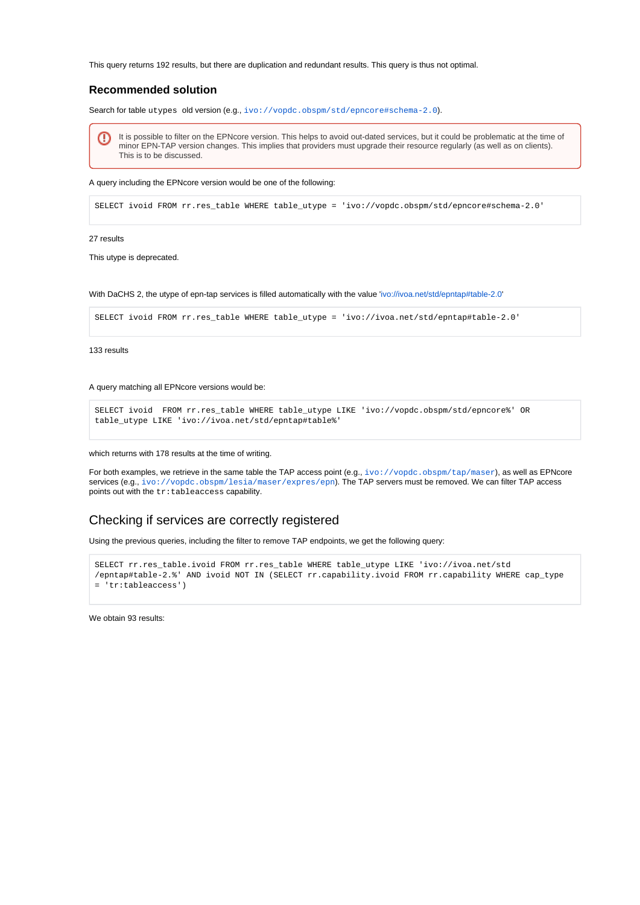This query returns 192 results, but there are duplication and redundant results. This query is thus not optimal.

### Recommended solution

Search for table `utypes` old version (e.g., `ivo://vopdc.obspm/std/epncore#schema-2.0`).

> It is possible to filter on the EPNcore version. This helps to avoid out-dated services, but it could be problematic at the time of minor EPN-TAP version changes. This implies that providers must upgrade their resource regularly (as well as on clients). This is to be discussed.

A query including the EPNcore version would be one of the following:

```
SELECT ivoid FROM rr.res_table WHERE table_utype = 'ivo://vopdc.obspm/std/epncore#schema-2.0'
```

27 results

This utype is deprecated.

With DaCHS 2, the utype of epn-tap services is filled automatically with the value 'ivo://ivoa.net/std/epntap#table-2.0'

```
SELECT ivoid FROM rr.res_table WHERE table_utype = 'ivo://ivoa.net/std/epntap#table-2.0'
```

133 results

A query matching all EPNcore versions would be:

```
SELECT ivoid  FROM rr.res_table WHERE table_utype LIKE 'ivo://vopdc.obspm/std/epncore%' OR
table_utype LIKE 'ivo://ivoa.net/std/epntap#table%'
```

which returns with 178 results at the time of writing.

For both examples, we retrieve in the same table the TAP access point (e.g., `ivo://vopdc.obspm/tap/maser`), as well as EPNcore services (e.g., `ivo://vopdc.obspm/lesia/maser/expres/epn`). The TAP servers must be removed. We can filter TAP access points out with the `tr:tableaccess` capability.

## Checking if services are correctly registered

Using the previous queries, including the filter to remove TAP endpoints, we get the following query:

```
SELECT rr.res_table.ivoid FROM rr.res_table WHERE table_utype LIKE 'ivo://ivoa.net/std
/epntap#table-2.%' AND ivoid NOT IN (SELECT rr.capability.ivoid FROM rr.capability WHERE cap_type
= 'tr:tableaccess')
```

We obtain 93 results: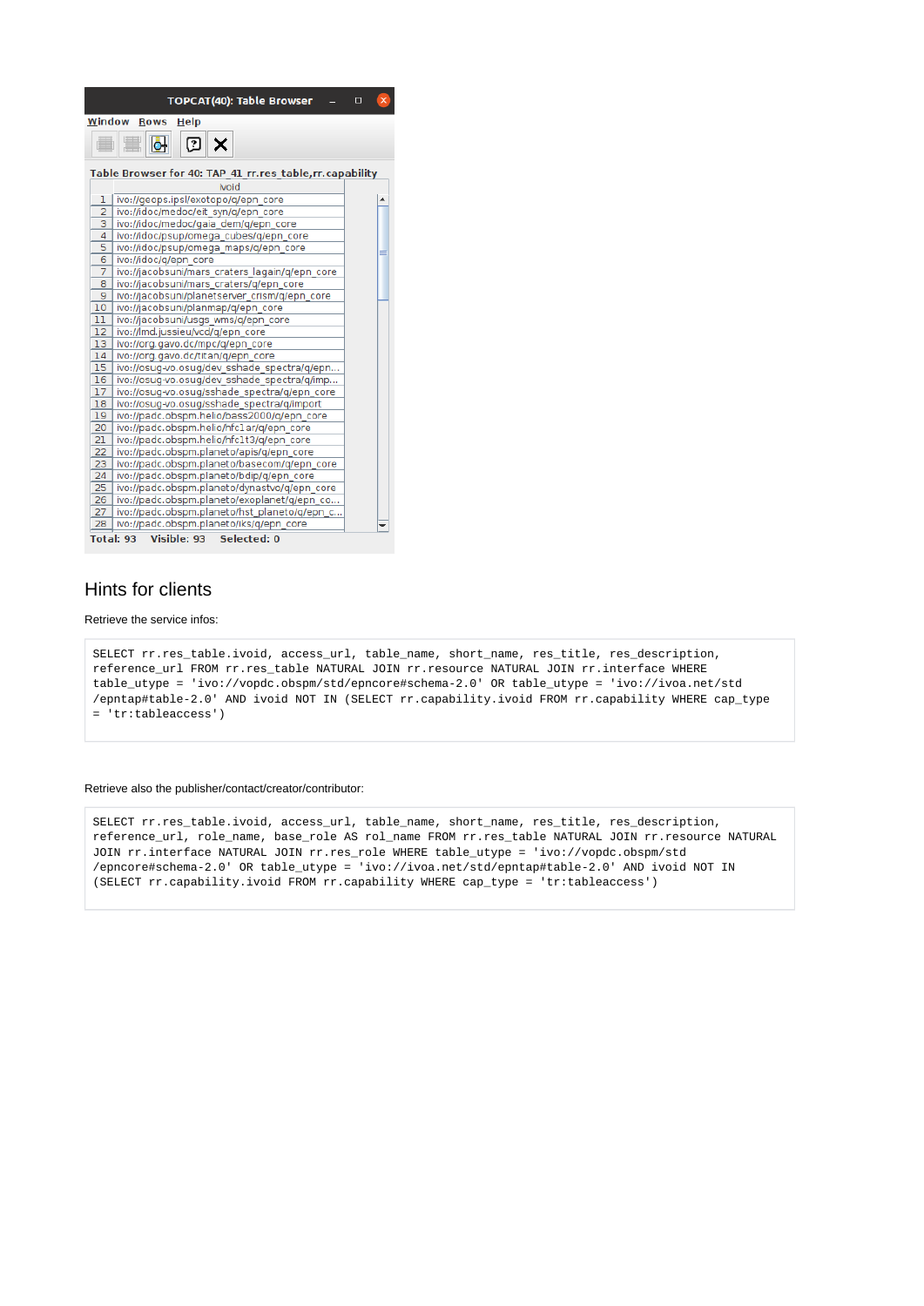TOPCAT(40): Table Browser

Window Rows Help

Table Browser for 40: TAP_41_rr.res_table,rr.capability

| | ivoid |
|---|---|
| 1 | ivo://geops.ipsl/exotopo/q/epn_core |
| 2 | ivo://idoc/medoc/eit_syn/q/epn_core |
| 3 | ivo://idoc/medoc/gaia_dem/q/epn_core |
| 4 | ivo://idoc/psup/omega_cubes/q/epn_core |
| 5 | ivo://idoc/psup/omega_maps/q/epn_core |
| 6 | ivo://idoc/q/epn_core |
| 7 | ivo://jacobsuni/mars_craters_lagain/q/epn_core |
| 8 | ivo://jacobsuni/mars_craters/q/epn_core |
| 9 | ivo://jacobsuni/planetserver_crism/q/epn_core |
| 10 | ivo://jacobsuni/planmap/q/epn_core |
| 11 | ivo://jacobsuni/usgs_wms/q/epn_core |
| 12 | ivo://lmd.jussieu/vcd/q/epn_core |
| 13 | ivo://org.gavo.dc/mpc/q/epn_core |
| 14 | ivo://org.gavo.dc/titan/q/epn_core |
| 15 | ivo://osug-vo.osug/dev_sshade_spectra/q/epn... |
| 16 | ivo://osug-vo.osug/dev_sshade_spectra/q/imp... |
| 17 | ivo://osug-vo.osug/sshade_spectra/q/epn_core |
| 18 | ivo://osug-vo.osug/sshade_spectra/q/import |
| 19 | ivo://padc.obspm.helio/bass2000/q/epn_core |
| 20 | ivo://padc.obspm.helio/hfc1ar/q/epn_core |
| 21 | ivo://padc.obspm.helio/hfc1t3/q/epn_core |
| 22 | ivo://padc.obspm.planeto/apis/q/epn_core |
| 23 | ivo://padc.obspm.planeto/basecom/q/epn_core |
| 24 | ivo://padc.obspm.planeto/bdip/q/epn_core |
| 25 | ivo://padc.obspm.planeto/dynastvo/q/epn_core |
| 26 | ivo://padc.obspm.planeto/exoplanet/q/epn_co... |
| 27 | ivo://padc.obspm.planeto/hst_planeto/q/epn_c... |
| 28 | ivo://padc.obspm.planeto/iks/q/epn_core |

Total: 93 Visible: 93 Selected: 0

## Hints for clients

Retrieve the service infos:

```
SELECT rr.res_table.ivoid, access_url, table_name, short_name, res_title, res_description,
reference_url FROM rr.res_table NATURAL JOIN rr.resource NATURAL JOIN rr.interface WHERE
table_utype = 'ivo://vopdc.obspm/std/epncore#schema-2.0' OR table_utype = 'ivo://ivoa.net/std
/epntap#table-2.0' AND ivoid NOT IN (SELECT rr.capability.ivoid FROM rr.capability WHERE cap_type
= 'tr:tableaccess')
```

Retrieve also the publisher/contact/creator/contributor:

```
SELECT rr.res_table.ivoid, access_url, table_name, short_name, res_title, res_description,
reference_url, role_name, base_role AS rol_name FROM rr.res_table NATURAL JOIN rr.resource NATURAL
JOIN rr.interface NATURAL JOIN rr.res_role WHERE table_utype = 'ivo://vopdc.obspm/std
/epncore#schema-2.0' OR table_utype = 'ivo://ivoa.net/std/epntap#table-2.0' AND ivoid NOT IN
(SELECT rr.capability.ivoid FROM rr.capability WHERE cap_type = 'tr:tableaccess')
```